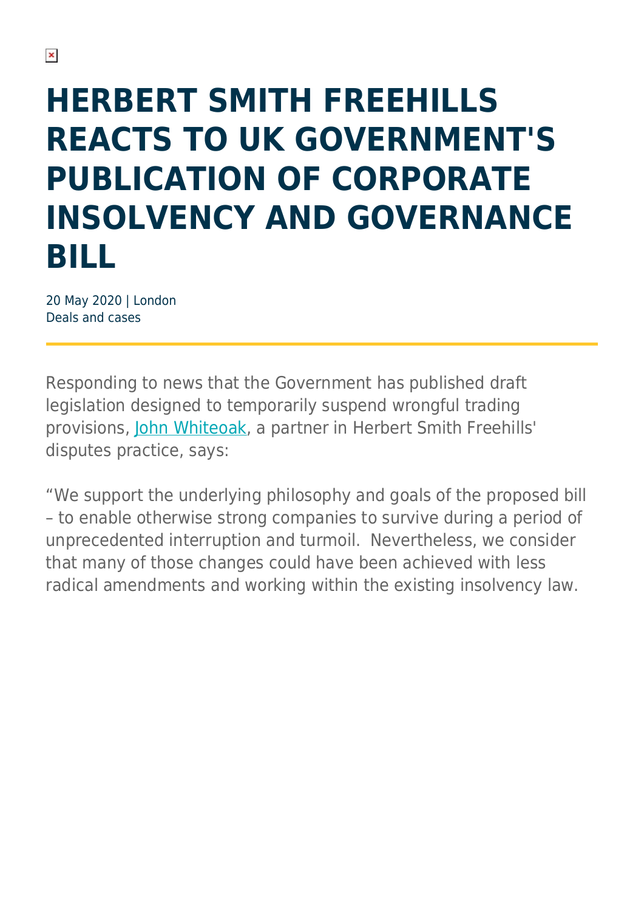# HERBERT SMITH FREEHILLS REACTS TO UK GOVERNMENT'S PUBLICATION OF CORPORATE INSOLVENCY AND GOVERNANCE BILL

20 May 2020 | London
Deals and cases

Responding to news that the Government has published draft legislation designed to temporarily suspend wrongful trading provisions, John Whiteoak, a partner in Herbert Smith Freehills' disputes practice, says:

"We support the underlying philosophy and goals of the proposed bill – to enable otherwise strong companies to survive during a period of unprecedented interruption and turmoil. Nevertheless, we consider that many of those changes could have been achieved with less radical amendments and working within the existing insolvency law.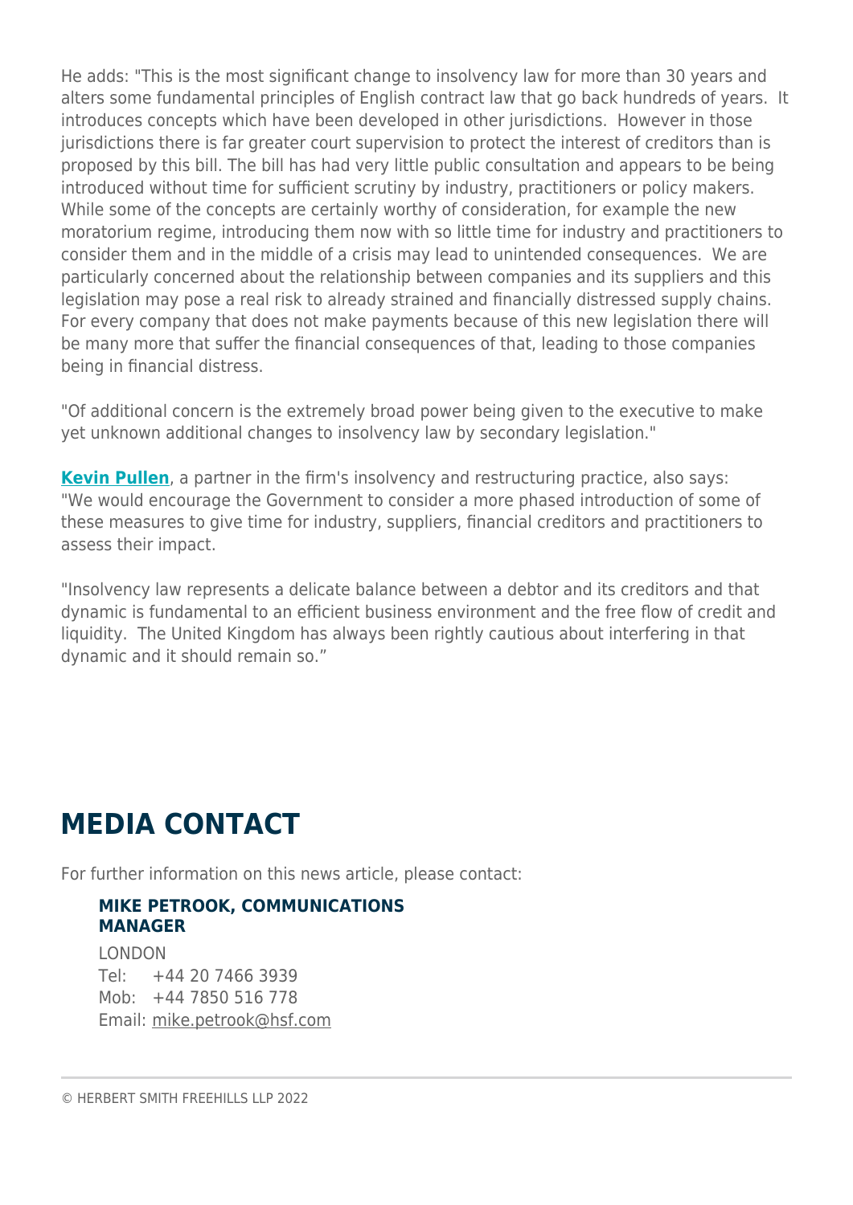He adds: "This is the most significant change to insolvency law for more than 30 years and alters some fundamental principles of English contract law that go back hundreds of years. It introduces concepts which have been developed in other jurisdictions. However in those jurisdictions there is far greater court supervision to protect the interest of creditors than is proposed by this bill. The bill has had very little public consultation and appears to be being introduced without time for sufficient scrutiny by industry, practitioners or policy makers. While some of the concepts are certainly worthy of consideration, for example the new moratorium regime, introducing them now with so little time for industry and practitioners to consider them and in the middle of a crisis may lead to unintended consequences. We are particularly concerned about the relationship between companies and its suppliers and this legislation may pose a real risk to already strained and financially distressed supply chains. For every company that does not make payments because of this new legislation there will be many more that suffer the financial consequences of that, leading to those companies being in financial distress.

"Of additional concern is the extremely broad power being given to the executive to make yet unknown additional changes to insolvency law by secondary legislation."

**Kevin Pullen**, a partner in the firm's insolvency and restructuring practice, also says: "We would encourage the Government to consider a more phased introduction of some of these measures to give time for industry, suppliers, financial creditors and practitioners to assess their impact.

"Insolvency law represents a delicate balance between a debtor and its creditors and that dynamic is fundamental to an efficient business environment and the free flow of credit and liquidity. The United Kingdom has always been rightly cautious about interfering in that dynamic and it should remain so."

## MEDIA CONTACT

For further information on this news article, please contact:

**MIKE PETROOK, COMMUNICATIONS MANAGER**

LONDON
Tel: +44 20 7466 3939
Mob: +44 7850 516 778
Email: mike.petrook@hsf.com

© HERBERT SMITH FREEHILLS LLP 2022